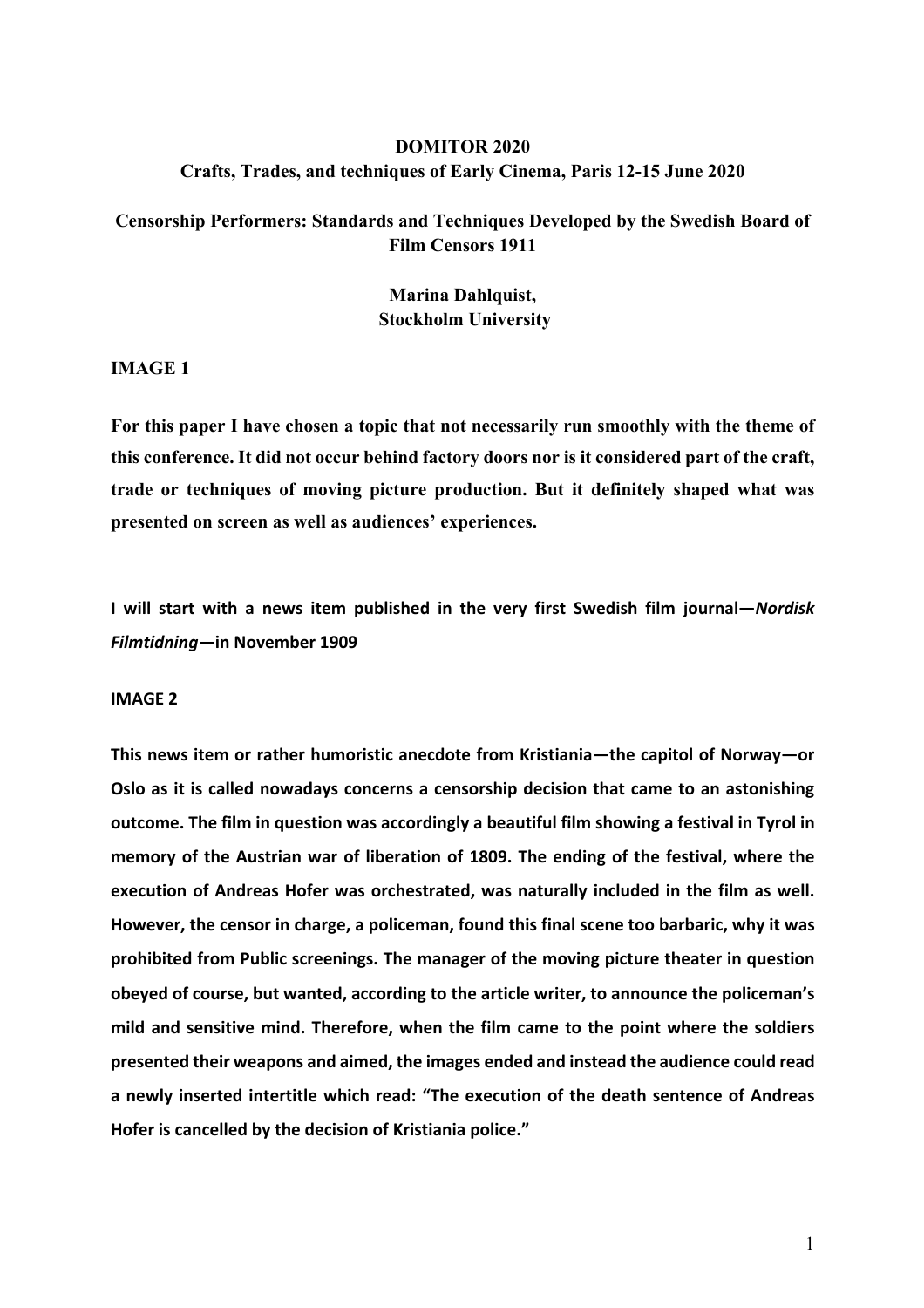**DOMITOR 2020**
**Crafts, Trades, and techniques of Early Cinema, Paris 12-15 June 2020**

**Censorship Performers: Standards and Techniques Developed by the Swedish Board of Film Censors 1911**

**Marina Dahlquist,**
**Stockholm University**

**IMAGE 1**

**For this paper I have chosen a topic that not necessarily run smoothly with the theme of this conference. It did not occur behind factory doors nor is it considered part of the craft, trade or techniques of moving picture production. But it definitely shaped what was presented on screen as well as audiences' experiences.**

**I will start with a news item published in the very first Swedish film journal—*Nordisk Filmtidning*—in November 1909**

**IMAGE 2**

**This news item or rather humoristic anecdote from Kristiania—the capitol of Norway—or Oslo as it is called nowadays concerns a censorship decision that came to an astonishing outcome. The film in question was accordingly a beautiful film showing a festival in Tyrol in memory of the Austrian war of liberation of 1809. The ending of the festival, where the execution of Andreas Hofer was orchestrated, was naturally included in the film as well. However, the censor in charge, a policeman, found this final scene too barbaric, why it was prohibited from Public screenings. The manager of the moving picture theater in question obeyed of course, but wanted, according to the article writer, to announce the policeman's mild and sensitive mind. Therefore, when the film came to the point where the soldiers presented their weapons and aimed, the images ended and instead the audience could read a newly inserted intertitle which read: "The execution of the death sentence of Andreas Hofer is cancelled by the decision of Kristiania police."**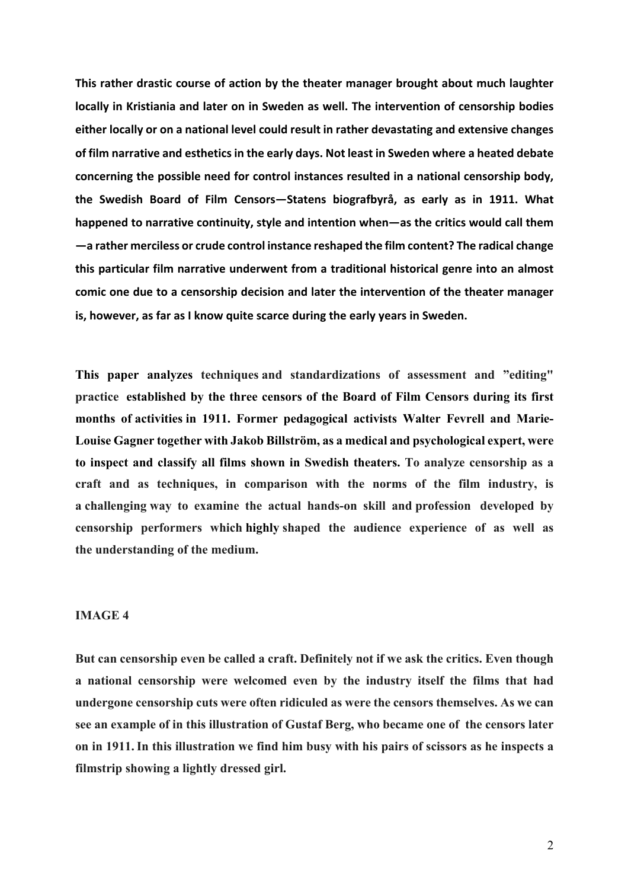**This rather drastic course of action by the theater manager brought about much laughter locally in Kristiania and later on in Sweden as well. The intervention of censorship bodies either locally or on a national level could result in rather devastating and extensive changes of film narrative and esthetics in the early days. Not least in Sweden where a heated debate concerning the possible need for control instances resulted in a national censorship body, the Swedish Board of Film Censors—Statens biografbyrå, as early as in 1911. What happened to narrative continuity, style and intention when—as the critics would call them—a rather merciless or crude control instance reshaped the film content? The radical change this particular film narrative underwent from a traditional historical genre into an almost comic one due to a censorship decision and later the intervention of the theater manager is, however, as far as I know quite scarce during the early years in Sweden.**

**This paper analyzes techniques and standardizations of assessment and "editing" practice established by the three censors of the Board of Film Censors during its first months of activities in 1911. Former pedagogical activists Walter Fevrell and Marie-Louise Gagner together with Jakob Billström, as a medical and psychological expert, were to inspect and classify all films shown in Swedish theaters. To analyze censorship as a craft and as techniques, in comparison with the norms of the film industry, is a challenging way to examine the actual hands-on skill and profession developed by censorship performers which highly shaped the audience experience of as well as the understanding of the medium.**

**IMAGE 4**

**But can censorship even be called a craft. Definitely not if we ask the critics. Even though a national censorship were welcomed even by the industry itself the films that had undergone censorship cuts were often ridiculed as were the censors themselves. As we can see an example of in this illustration of Gustaf Berg, who became one of the censors later on in 1911. In this illustration we find him busy with his pairs of scissors as he inspects a filmstrip showing a lightly dressed girl.**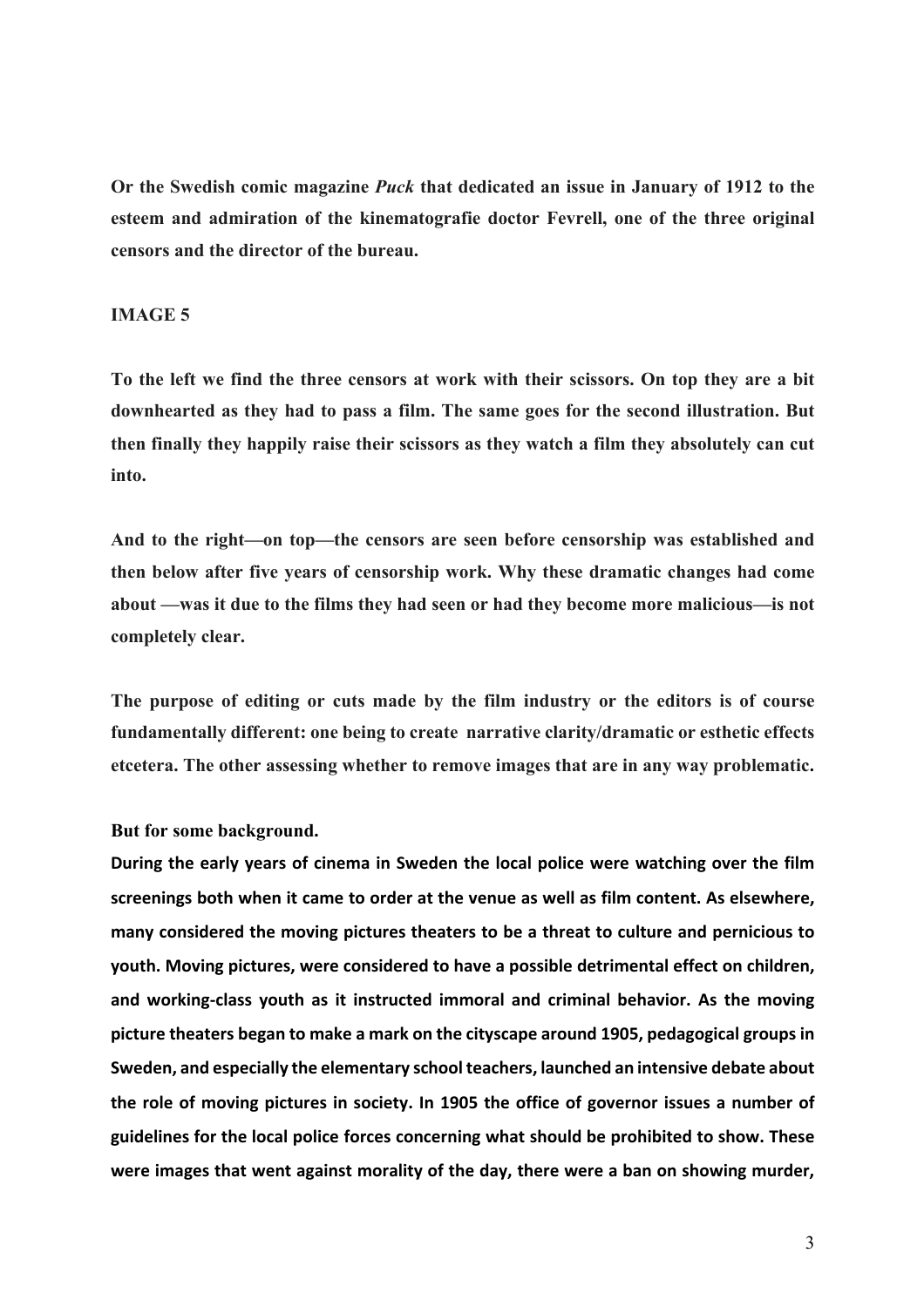**Or the Swedish comic magazine *Puck* that dedicated an issue in January of 1912 to the esteem and admiration of the kinematografie doctor Fevrell, one of the three original censors and the director of the bureau.**

**IMAGE 5**

**To the left we find the three censors at work with their scissors. On top they are a bit downhearted as they had to pass a film. The same goes for the second illustration. But then finally they happily raise their scissors as they watch a film they absolutely can cut into.**

**And to the right—on top—the censors are seen before censorship was established and then below after five years of censorship work. Why these dramatic changes had come about —was it due to the films they had seen or had they become more malicious—is not completely clear.**

**The purpose of editing or cuts made by the film industry or the editors is of course fundamentally different: one being to create narrative clarity/dramatic or esthetic effects etcetera. The other assessing whether to remove images that are in any way problematic.**

**But for some background.**

**During the early years of cinema in Sweden the local police were watching over the film screenings both when it came to order at the venue as well as film content. As elsewhere, many considered the moving pictures theaters to be a threat to culture and pernicious to youth. Moving pictures, were considered to have a possible detrimental effect on children, and working-class youth as it instructed immoral and criminal behavior. As the moving picture theaters began to make a mark on the cityscape around 1905, pedagogical groups in Sweden, and especially the elementary school teachers, launched an intensive debate about the role of moving pictures in society. In 1905 the office of governor issues a number of guidelines for the local police forces concerning what should be prohibited to show. These were images that went against morality of the day, there were a ban on showing murder,**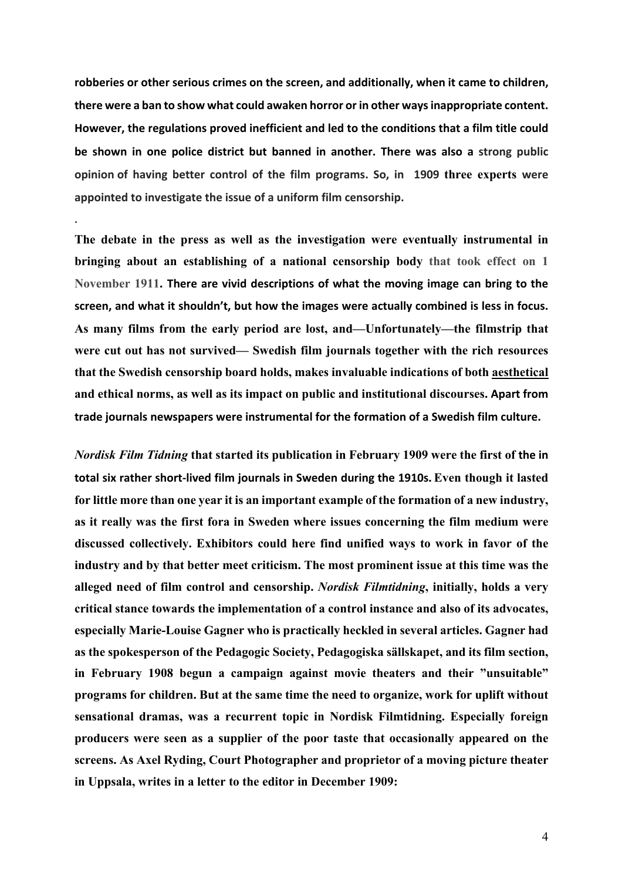**robberies or other serious crimes on the screen, and additionally, when it came to children, there were a ban to show what could awaken horror or in other ways inappropriate content. However, the regulations proved inefficient and led to the conditions that a film title could be shown in one police district but banned in another. There was also a strong public opinion of having better control of the film programs. So, in 1909 three experts were appointed to investigate the issue of a uniform film censorship.**

.

**The debate in the press as well as the investigation were eventually instrumental in bringing about an establishing of a national censorship body that took effect on 1 November 1911. There are vivid descriptions of what the moving image can bring to the screen, and what it shouldn't, but how the images were actually combined is less in focus. As many films from the early period are lost, and—Unfortunately—the filmstrip that were cut out has not survived— Swedish film journals together with the rich resources that the Swedish censorship board holds, makes invaluable indications of both <u>aesthetical</u> and ethical norms, as well as its impact on public and institutional discourses. Apart from trade journals newspapers were instrumental for the formation of a Swedish film culture.**

***Nordisk Film Tidning* that started its publication in February 1909 were the first of the in total six rather short-lived film journals in Sweden during the 1910s. Even though it lasted for little more than one year it is an important example of the formation of a new industry, as it really was the first fora in Sweden where issues concerning the film medium were discussed collectively. Exhibitors could here find unified ways to work in favor of the industry and by that better meet criticism. The most prominent issue at this time was the alleged need of film control and censorship. *Nordisk Filmtidning*, initially, holds a very critical stance towards the implementation of a control instance and also of its advocates, especially Marie-Louise Gagner who is practically heckled in several articles. Gagner had as the spokesperson of the Pedagogic Society, Pedagogiska sällskapet, and its film section, in February 1908 begun a campaign against movie theaters and their "unsuitable" programs for children. But at the same time the need to organize, work for uplift without sensational dramas, was a recurrent topic in Nordisk Filmtidning. Especially foreign producers were seen as a supplier of the poor taste that occasionally appeared on the screens. As Axel Ryding, Court Photographer and proprietor of a moving picture theater in Uppsala, writes in a letter to the editor in December 1909:**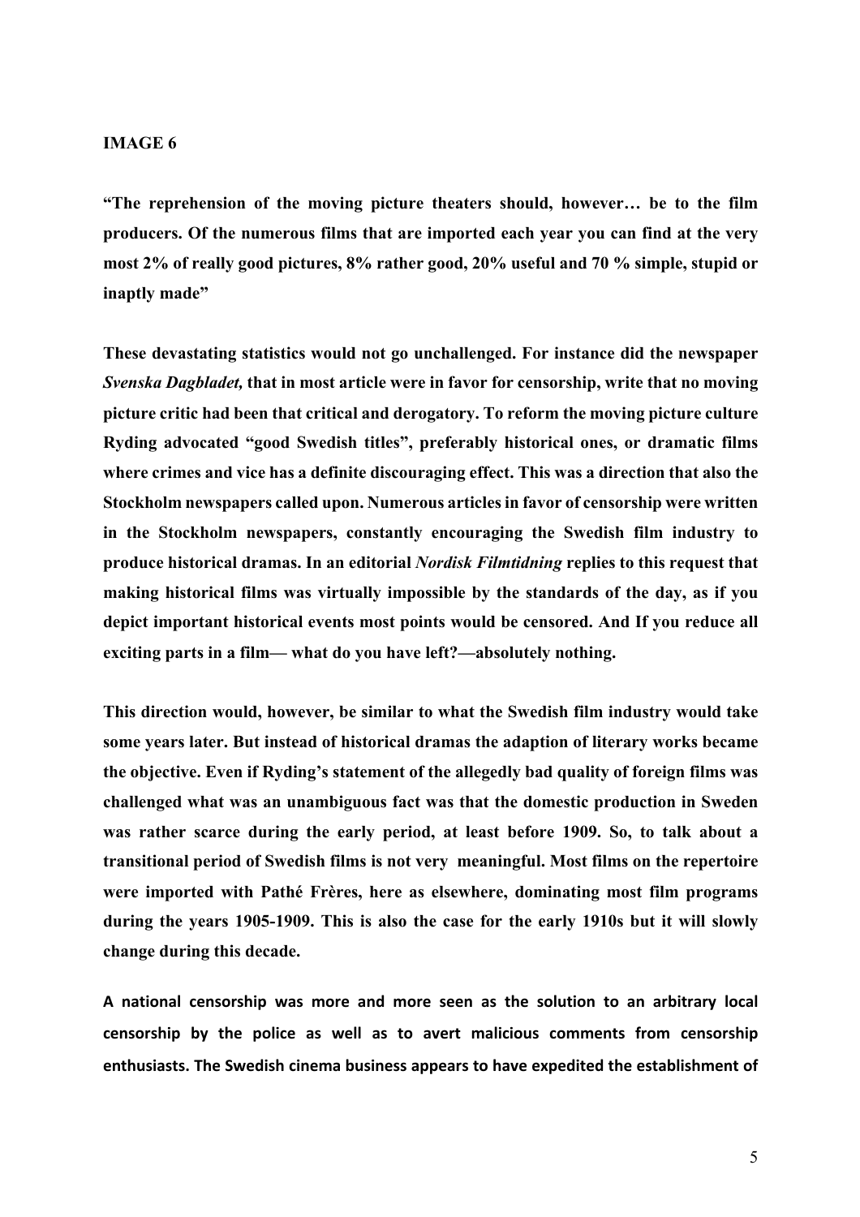**IMAGE 6**

**"The reprehension of the moving picture theaters should, however… be to the film producers. Of the numerous films that are imported each year you can find at the very most 2% of really good pictures, 8% rather good, 20% useful and 70 % simple, stupid or inaptly made"**

**These devastating statistics would not go unchallenged. For instance did the newspaper *Svenska Dagbladet,* that in most article were in favor for censorship, write that no moving picture critic had been that critical and derogatory. To reform the moving picture culture Ryding advocated "good Swedish titles", preferably historical ones, or dramatic films where crimes and vice has a definite discouraging effect. This was a direction that also the Stockholm newspapers called upon. Numerous articles in favor of censorship were written in the Stockholm newspapers, constantly encouraging the Swedish film industry to produce historical dramas. In an editorial *Nordisk Filmtidning* replies to this request that making historical films was virtually impossible by the standards of the day, as if you depict important historical events most points would be censored. And If you reduce all exciting parts in a film— what do you have left?—absolutely nothing.**

**This direction would, however, be similar to what the Swedish film industry would take some years later. But instead of historical dramas the adaption of literary works became the objective. Even if Ryding's statement of the allegedly bad quality of foreign films was challenged what was an unambiguous fact was that the domestic production in Sweden was rather scarce during the early period, at least before 1909. So, to talk about a transitional period of Swedish films is not very meaningful. Most films on the repertoire were imported with Pathé Frères, here as elsewhere, dominating most film programs during the years 1905-1909. This is also the case for the early 1910s but it will slowly change during this decade.**

**A national censorship was more and more seen as the solution to an arbitrary local censorship by the police as well as to avert malicious comments from censorship enthusiasts. The Swedish cinema business appears to have expedited the establishment of**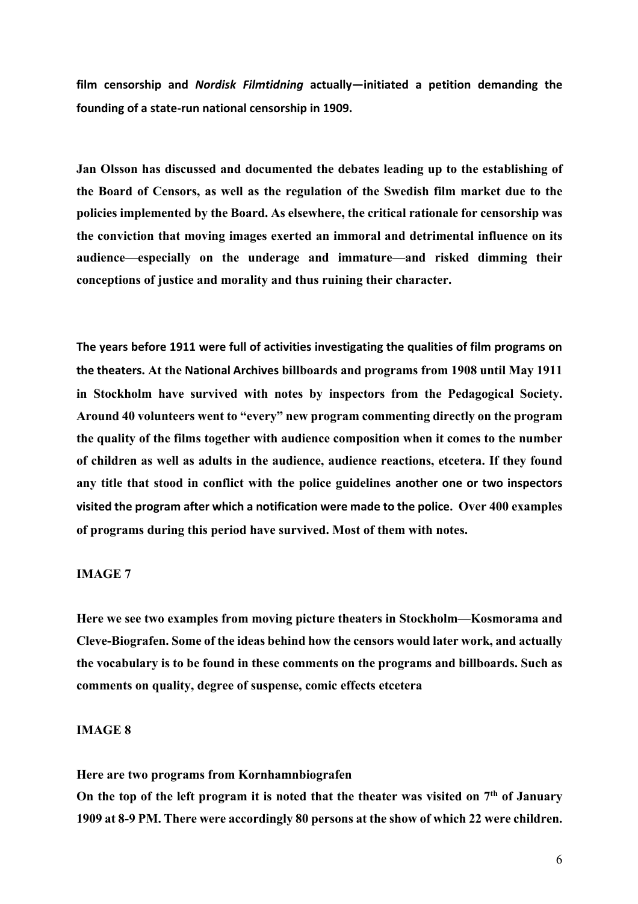**film censorship and *Nordisk Filmtidning* actually—initiated a petition demanding the founding of a state-run national censorship in 1909.**

**Jan Olsson has discussed and documented the debates leading up to the establishing of the Board of Censors, as well as the regulation of the Swedish film market due to the policies implemented by the Board. As elsewhere, the critical rationale for censorship was the conviction that moving images exerted an immoral and detrimental influence on its audience—especially on the underage and immature—and risked dimming their conceptions of justice and morality and thus ruining their character.**

**The years before 1911 were full of activities investigating the qualities of film programs on the theaters. At the National Archives billboards and programs from 1908 until May 1911 in Stockholm have survived with notes by inspectors from the Pedagogical Society. Around 40 volunteers went to "every" new program commenting directly on the program the quality of the films together with audience composition when it comes to the number of children as well as adults in the audience, audience reactions, etcetera. If they found any title that stood in conflict with the police guidelines another one or two inspectors visited the program after which a notification were made to the police. Over 400 examples of programs during this period have survived. Most of them with notes.**

**IMAGE 7**

**Here we see two examples from moving picture theaters in Stockholm—Kosmorama and Cleve-Biografen. Some of the ideas behind how the censors would later work, and actually the vocabulary is to be found in these comments on the programs and billboards. Such as comments on quality, degree of suspense, comic effects etcetera**

**IMAGE 8**

**Here are two programs from Kornhamnbiografen**

**On the top of the left program it is noted that the theater was visited on 7th of January 1909 at 8-9 PM. There were accordingly 80 persons at the show of which 22 were children.**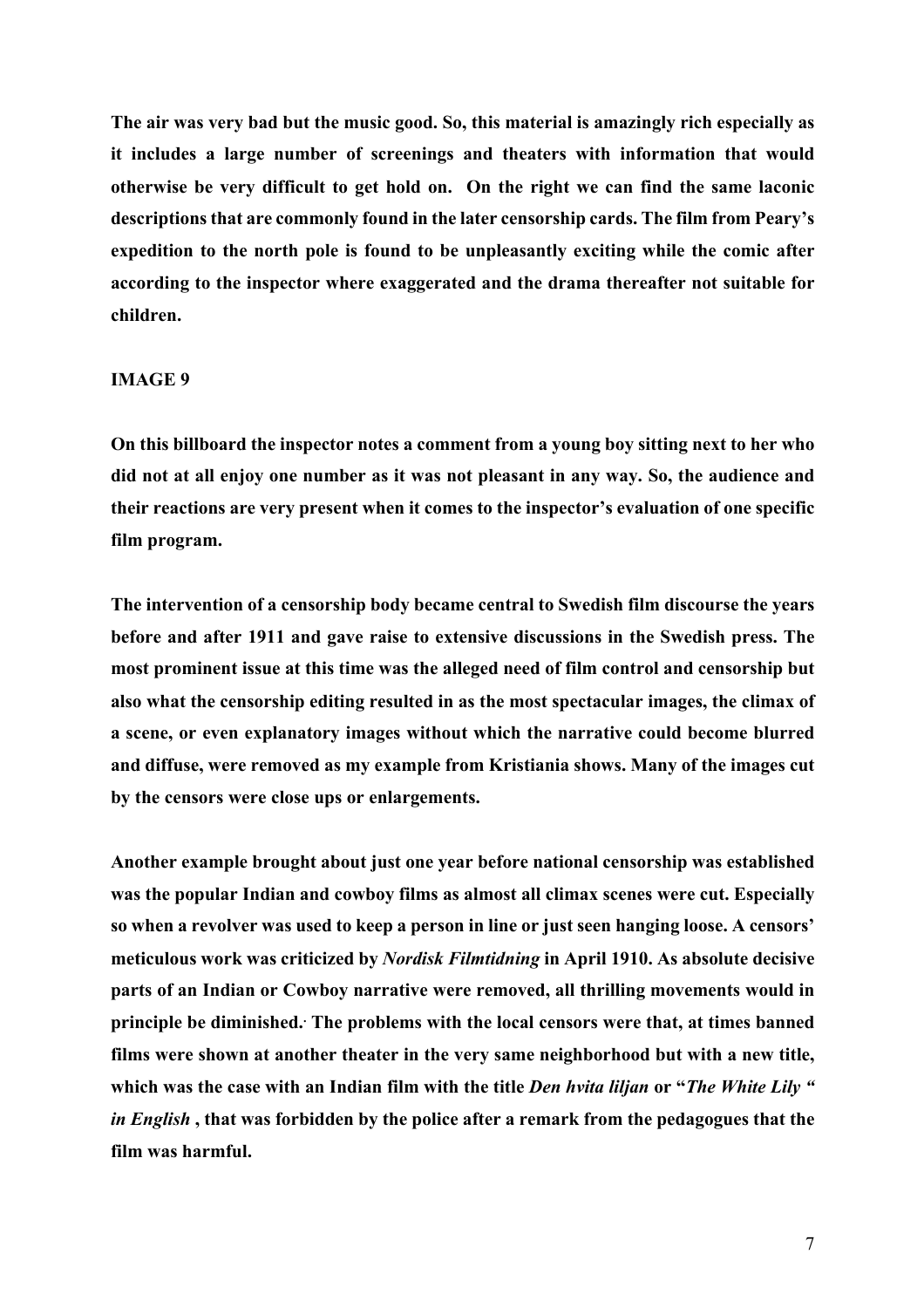**The air was very bad but the music good. So, this material is amazingly rich especially as it includes a large number of screenings and theaters with information that would otherwise be very difficult to get hold on. On the right we can find the same laconic descriptions that are commonly found in the later censorship cards. The film from Peary's expedition to the north pole is found to be unpleasantly exciting while the comic after according to the inspector where exaggerated and the drama thereafter not suitable for children.**

**IMAGE 9**

**On this billboard the inspector notes a comment from a young boy sitting next to her who did not at all enjoy one number as it was not pleasant in any way. So, the audience and their reactions are very present when it comes to the inspector's evaluation of one specific film program.**

**The intervention of a censorship body became central to Swedish film discourse the years before and after 1911 and gave raise to extensive discussions in the Swedish press. The most prominent issue at this time was the alleged need of film control and censorship but also what the censorship editing resulted in as the most spectacular images, the climax of a scene, or even explanatory images without which the narrative could become blurred and diffuse, were removed as my example from Kristiania shows. Many of the images cut by the censors were close ups or enlargements.**

**Another example brought about just one year before national censorship was established was the popular Indian and cowboy films as almost all climax scenes were cut. Especially so when a revolver was used to keep a person in line or just seen hanging loose. A censors' meticulous work was criticized by *Nordisk Filmtidning* in April 1910. As absolute decisive parts of an Indian or Cowboy narrative were removed, all thrilling movements would in principle be diminished.. The problems with the local censors were that, at times banned films were shown at another theater in the very same neighborhood but with a new title, which was the case with an Indian film with the title *Den hvita liljan* or "*The White Lily " in English* , that was forbidden by the police after a remark from the pedagogues that the film was harmful.**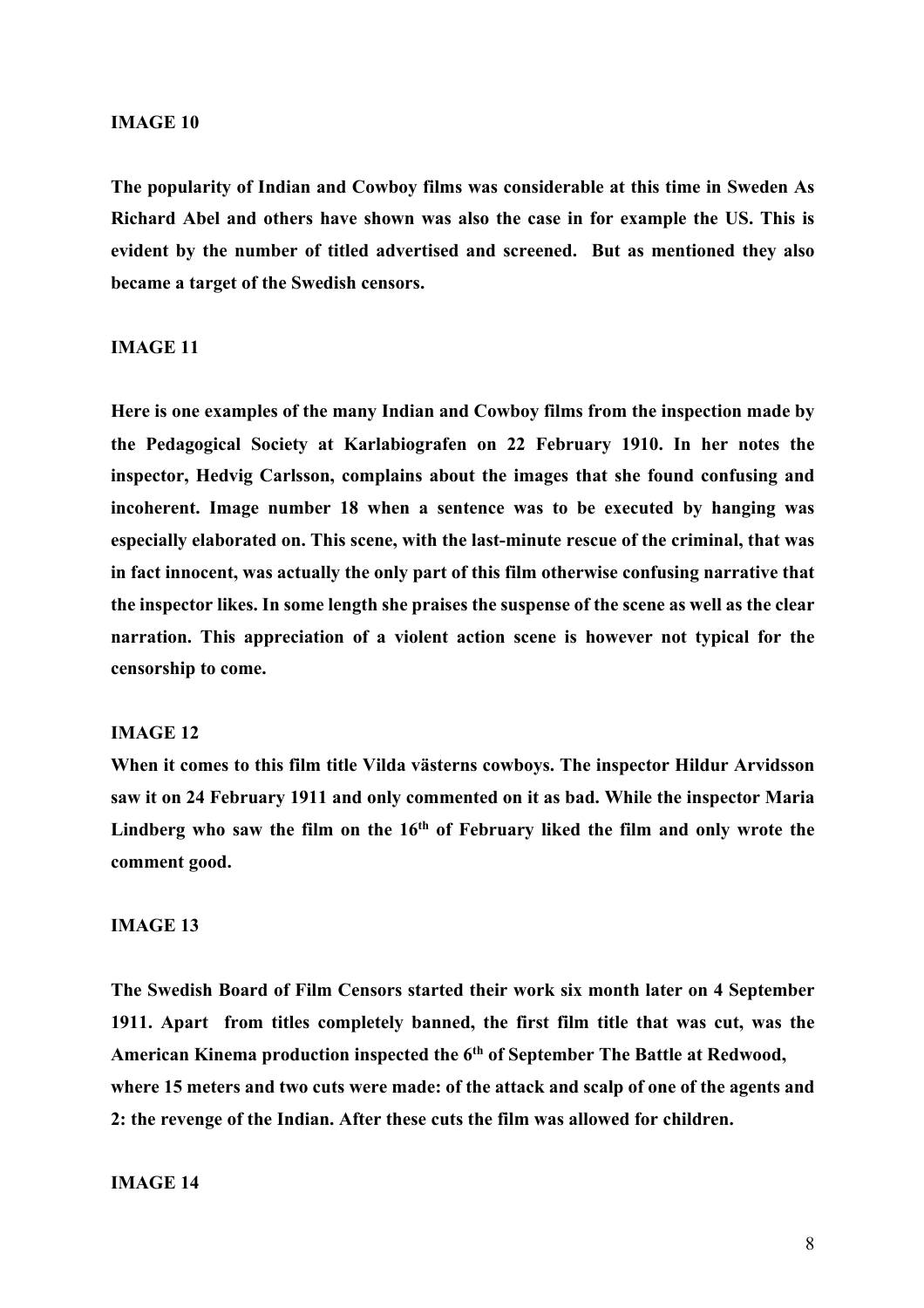**IMAGE 10**

**The popularity of Indian and Cowboy films was considerable at this time in Sweden As Richard Abel and others have shown was also the case in for example the US. This is evident by the number of titled advertised and screened. But as mentioned they also became a target of the Swedish censors.**

**IMAGE 11**

**Here is one examples of the many Indian and Cowboy films from the inspection made by the Pedagogical Society at Karlabiografen on 22 February 1910. In her notes the inspector, Hedvig Carlsson, complains about the images that she found confusing and incoherent. Image number 18 when a sentence was to be executed by hanging was especially elaborated on. This scene, with the last-minute rescue of the criminal, that was in fact innocent, was actually the only part of this film otherwise confusing narrative that the inspector likes. In some length she praises the suspense of the scene as well as the clear narration. This appreciation of a violent action scene is however not typical for the censorship to come.**

**IMAGE 12**

**When it comes to this film title Vilda västerns cowboys. The inspector Hildur Arvidsson saw it on 24 February 1911 and only commented on it as bad. While the inspector Maria Lindberg who saw the film on the 16th of February liked the film and only wrote the comment good.**

**IMAGE 13**

**The Swedish Board of Film Censors started their work six month later on 4 September 1911. Apart from titles completely banned, the first film title that was cut, was the American Kinema production inspected the 6th of September The Battle at Redwood, where 15 meters and two cuts were made: of the attack and scalp of one of the agents and 2: the revenge of the Indian. After these cuts the film was allowed for children.**

**IMAGE 14**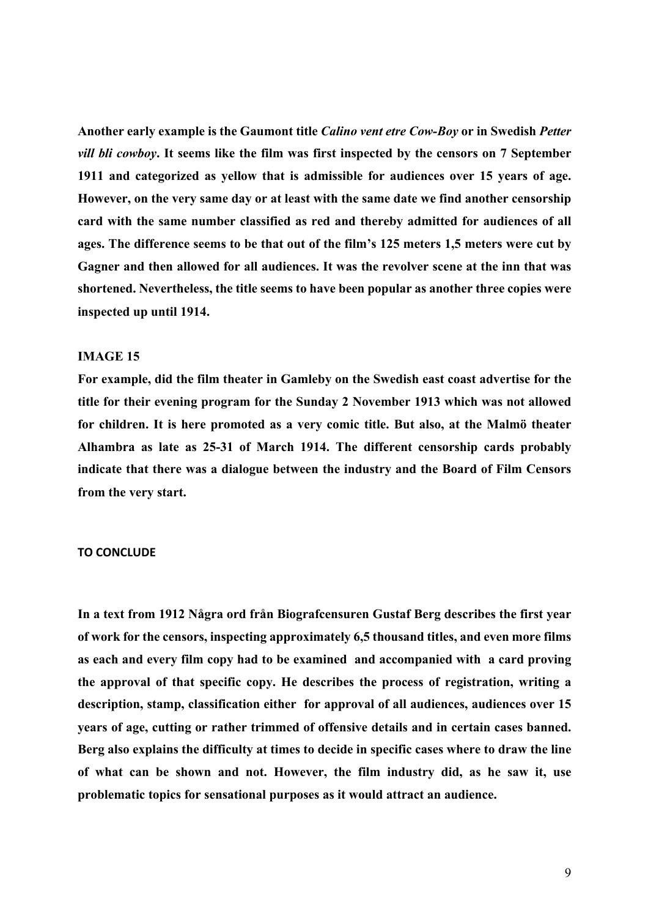**Another early example is the Gaumont title *Calino vent etre Cow-Boy* or in Swedish *Petter vill bli cowboy*. It seems like the film was first inspected by the censors on 7 September 1911 and categorized as yellow that is admissible for audiences over 15 years of age. However, on the very same day or at least with the same date we find another censorship card with the same number classified as red and thereby admitted for audiences of all ages. The difference seems to be that out of the film's 125 meters 1,5 meters were cut by Gagner and then allowed for all audiences. It was the revolver scene at the inn that was shortened. Nevertheless, the title seems to have been popular as another three copies were inspected up until 1914.**

**IMAGE 15**

**For example, did the film theater in Gamleby on the Swedish east coast advertise for the title for their evening program for the Sunday 2 November 1913 which was not allowed for children. It is here promoted as a very comic title. But also, at the Malmö theater Alhambra as late as 25-31 of March 1914. The different censorship cards probably indicate that there was a dialogue between the industry and the Board of Film Censors from the very start.**

**TO CONCLUDE**

**In a text from 1912 Några ord från Biografcensuren Gustaf Berg describes the first year of work for the censors, inspecting approximately 6,5 thousand titles, and even more films as each and every film copy had to be examined and accompanied with a card proving the approval of that specific copy. He describes the process of registration, writing a description, stamp, classification either for approval of all audiences, audiences over 15 years of age, cutting or rather trimmed of offensive details and in certain cases banned. Berg also explains the difficulty at times to decide in specific cases where to draw the line of what can be shown and not. However, the film industry did, as he saw it, use problematic topics for sensational purposes as it would attract an audience.**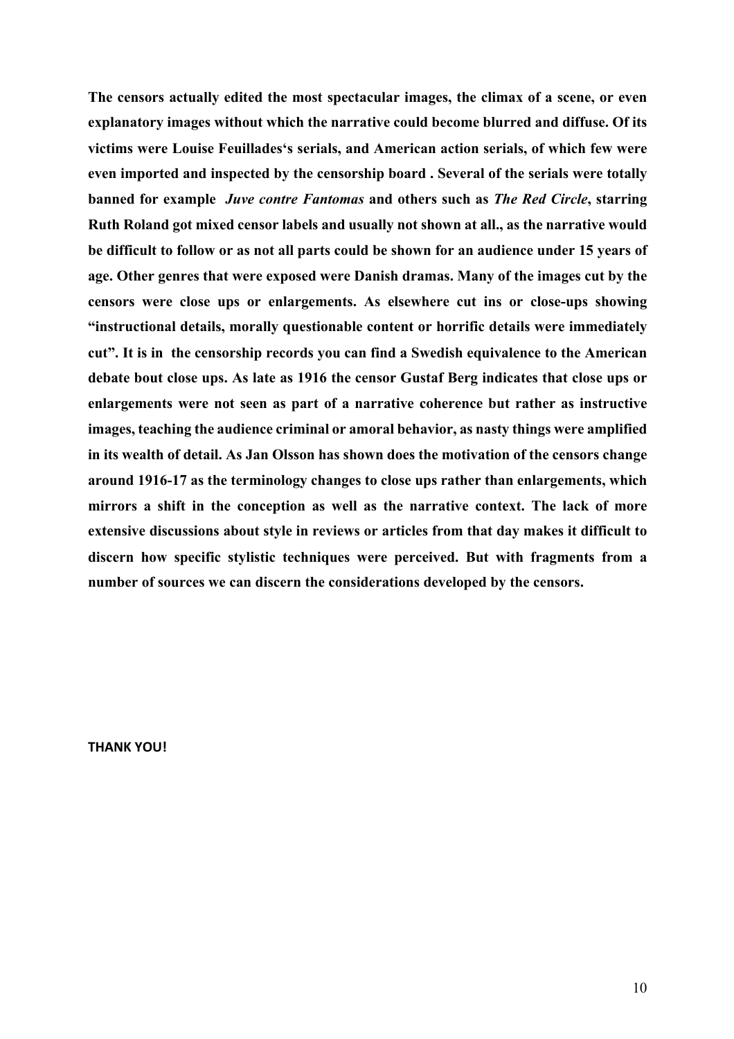**The censors actually edited the most spectacular images, the climax of a scene, or even explanatory images without which the narrative could become blurred and diffuse. Of its victims were Louise Feuillades's serials, and American action serials, of which few were even imported and inspected by the censorship board . Several of the serials were totally banned for example *Juve contre Fantomas* and others such as *The Red Circle*, starring Ruth Roland got mixed censor labels and usually not shown at all., as the narrative would be difficult to follow or as not all parts could be shown for an audience under 15 years of age. Other genres that were exposed were Danish dramas. Many of the images cut by the censors were close ups or enlargements. As elsewhere cut ins or close-ups showing "instructional details, morally questionable content or horrific details were immediately cut". It is in the censorship records you can find a Swedish equivalence to the American debate bout close ups. As late as 1916 the censor Gustaf Berg indicates that close ups or enlargements were not seen as part of a narrative coherence but rather as instructive images, teaching the audience criminal or amoral behavior, as nasty things were amplified in its wealth of detail. As Jan Olsson has shown does the motivation of the censors change around 1916-17 as the terminology changes to close ups rather than enlargements, which mirrors a shift in the conception as well as the narrative context. The lack of more extensive discussions about style in reviews or articles from that day makes it difficult to discern how specific stylistic techniques were perceived. But with fragments from a number of sources we can discern the considerations developed by the censors.**

**THANK YOU!**